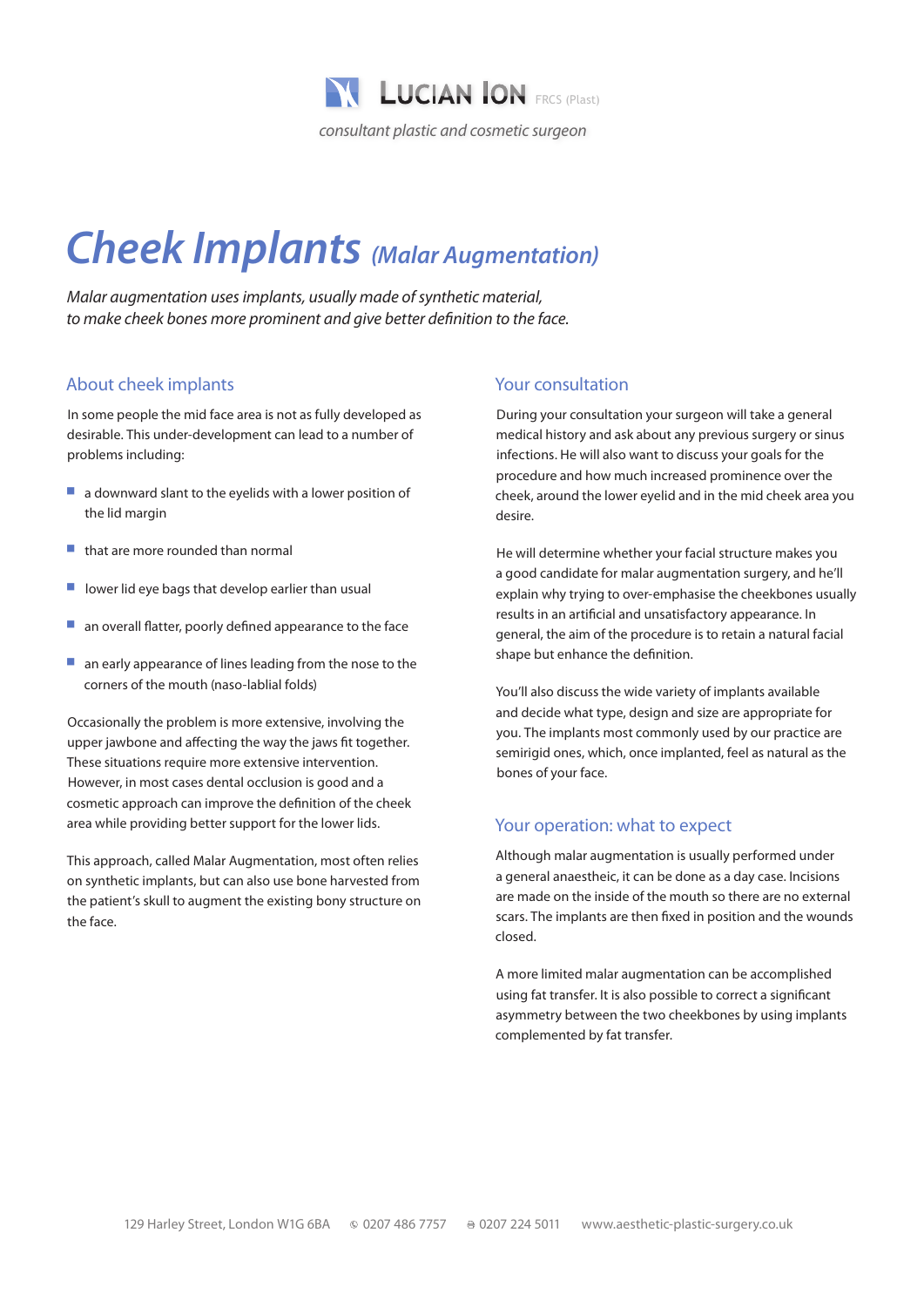**LUCIAN ION** FRCS (Plast)

*consultant plastic and cosmetic surgeon*

# Cheek Implants *(Malar Augmentation)*

*Malar augmentation uses implants, usually made of synthetic material, to make cheek bones more prominent and give better definition to the face.*

## About cheek implants

In some people the mid face area is not as fully developed as desirable. This under-development can lead to a number of problems including:

- a downward slant to the eyelids with a lower position of the lid margin
- that are more rounded than normal
- lower lid eye bags that develop earlier than usual
- an overall flatter, poorly defined appearance to the face
- an early appearance of lines leading from the nose to the corners of the mouth (naso-lablial folds)

Occasionally the problem is more extensive, involving the upper jawbone and affecting the way the jaws fit together. These situations require more extensive intervention. However, in most cases dental occlusion is good and a cosmetic approach can improve the definition of the cheek area while providing better support for the lower lids.

This approach, called Malar Augmentation, most often relies on synthetic implants, but can also use bone harvested from the patient's skull to augment the existing bony structure on the face.

## Your consultation

During your consultation your surgeon will take a general medical history and ask about any previous surgery or sinus infections. He will also want to discuss your goals for the procedure and how much increased prominence over the cheek, around the lower eyelid and in the mid cheek area you desire.

He will determine whether your facial structure makes you a good candidate for malar augmentation surgery, and he'll explain why trying to over-emphasise the cheekbones usually results in an artificial and unsatisfactory appearance. In general, the aim of the procedure is to retain a natural facial shape but enhance the definition.

You'll also discuss the wide variety of implants available and decide what type, design and size are appropriate for you. The implants most commonly used by our practice are semirigid ones, which, once implanted, feel as natural as the bones of your face.

## Your operation: what to expect

Although malar augmentation is usually performed under a general anaesthetic, it can be done as a day case. Incisions are made on the inside of the mouth so there are no external scars. The implants are then fixed in position and the wounds closed.

A more limited malar augmentation can be accomplished using fat transfer. It is also possible to correct a significant asymmetry between the two cheekbones by using implants complemented by fat transfer.

129 Harley Street, London W1G 6BA · 0207 486 7757 · 0207 224 5011 · www.aesthetic-plastic-surgery.co.uk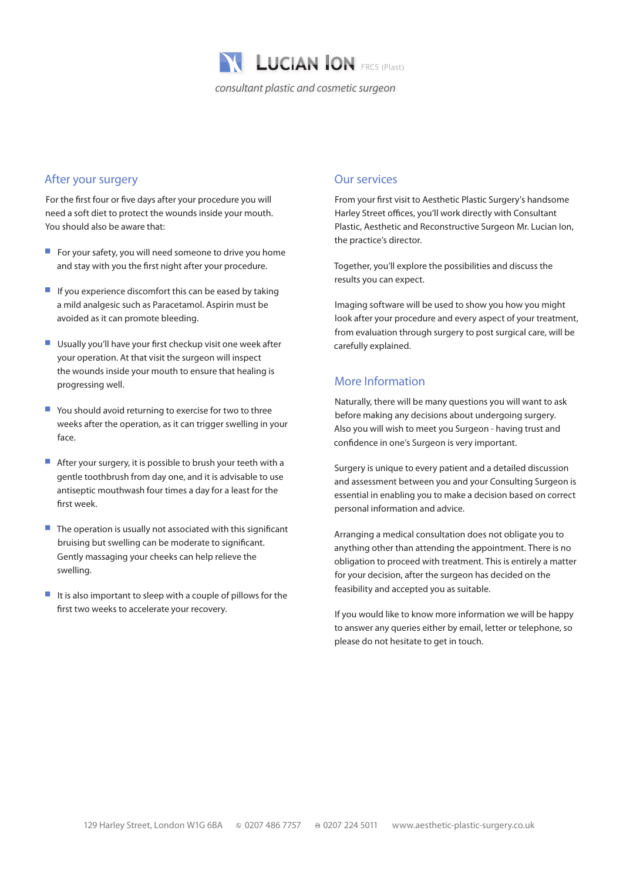# LUCIAN ION FRCS (Plast)

*consultant plastic and cosmetic surgeon*

## After your surgery

For the first four or five days after your procedure you will need a soft diet to protect the wounds inside your mouth. You should also be aware that:

- For your safety, you will need someone to drive you home and stay with you the first night after your procedure.
- If you experience discomfort this can be eased by taking a mild analgesic such as Paracetamol. Aspirin must be avoided as it can promote bleeding.
- Usually you'll have your first checkup visit one week after your operation. At that visit the surgeon will inspect the wounds inside your mouth to ensure that healing is progressing well.
- You should avoid returning to exercise for two to three weeks after the operation, as it can trigger swelling in your face.
- After your surgery, it is possible to brush your teeth with a gentle toothbrush from day one, and it is advisable to use antiseptic mouthwash four times a day for a least for the first week.
- The operation is usually not associated with this significant bruising but swelling can be moderate to significant. Gently massaging your cheeks can help relieve the swelling.
- It is also important to sleep with a couple of pillows for the first two weeks to accelerate your recovery.

## Our services

From your first visit to Aesthetic Plastic Surgery's handsome Harley Street offices, you'll work directly with Consultant Plastic, Aesthetic and Reconstructive Surgeon Mr. Lucian Ion, the practice's director.

Together, you'll explore the possibilities and discuss the results you can expect.

Imaging software will be used to show you how you might look after your procedure and every aspect of your treatment, from evaluation through surgery to post surgical care, will be carefully explained.

## More Information

Naturally, there will be many questions you will want to ask before making any decisions about undergoing surgery. Also you will wish to meet you Surgeon - having trust and confidence in one's Surgeon is very important.

Surgery is unique to every patient and a detailed discussion and assessment between you and your Consulting Surgeon is essential in enabling you to make a decision based on correct personal information and advice.

Arranging a medical consultation does not obligate you to anything other than attending the appointment. There is no obligation to proceed with treatment. This is entirely a matter for your decision, after the surgeon has decided on the feasibility and accepted you as suitable.

If you would like to know more information we will be happy to answer any queries either by email, letter or telephone, so please do not hesitate to get in touch.

129 Harley Street, London W1G 6BA © 0207 486 7757 ⎙ 0207 224 5011 www.aesthetic-plastic-surgery.co.uk